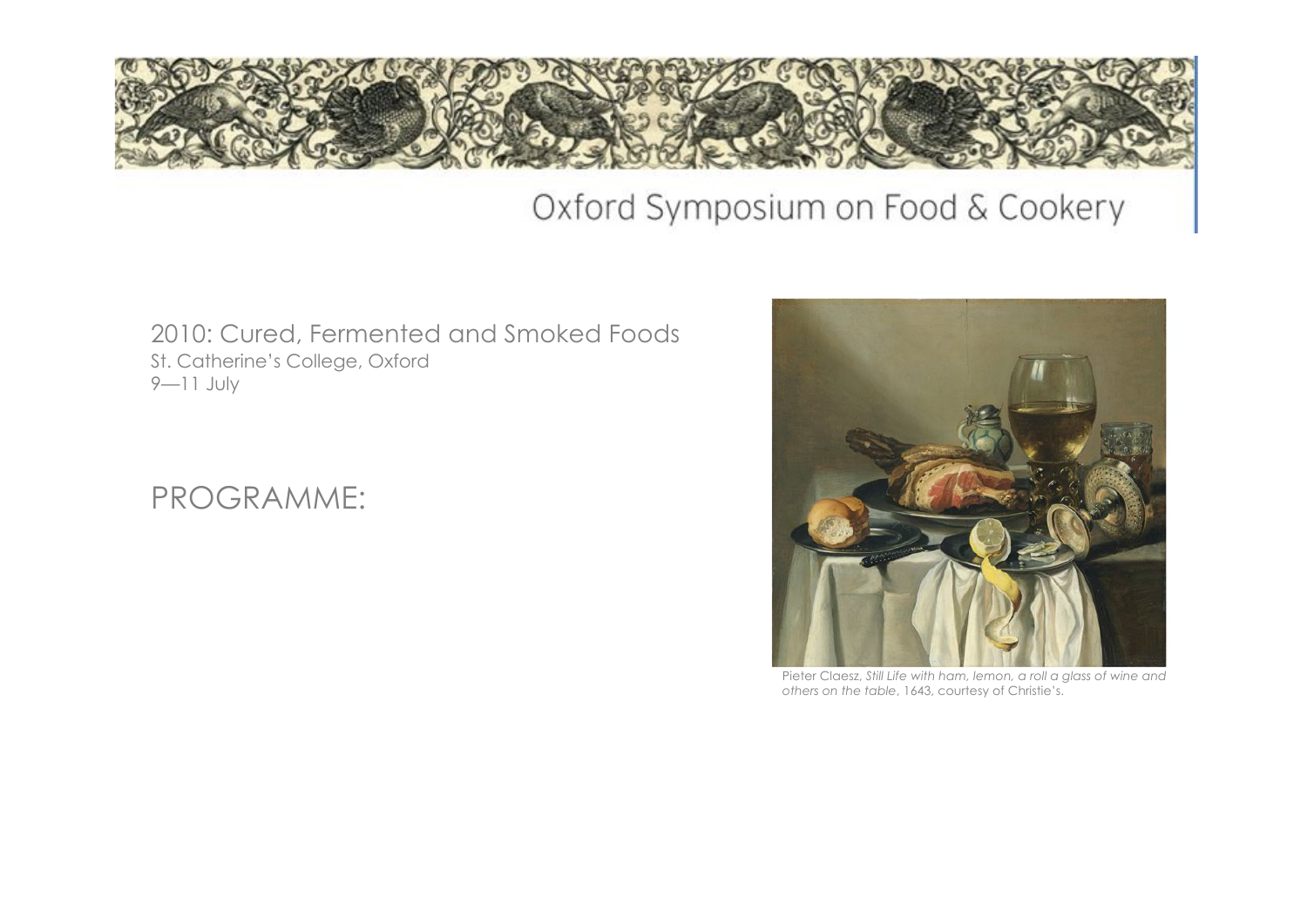# Oxford Symposium on Food & Cookery

2010: Cured, Fermented and Smoked Foods
St. Catherine's College, Oxford
9—11 July

## PROGRAMME:

Pieter Claesz, *Still Life with ham, lemon, a roll a glass of wine and others on the table*, 1643, courtesy of Christie's.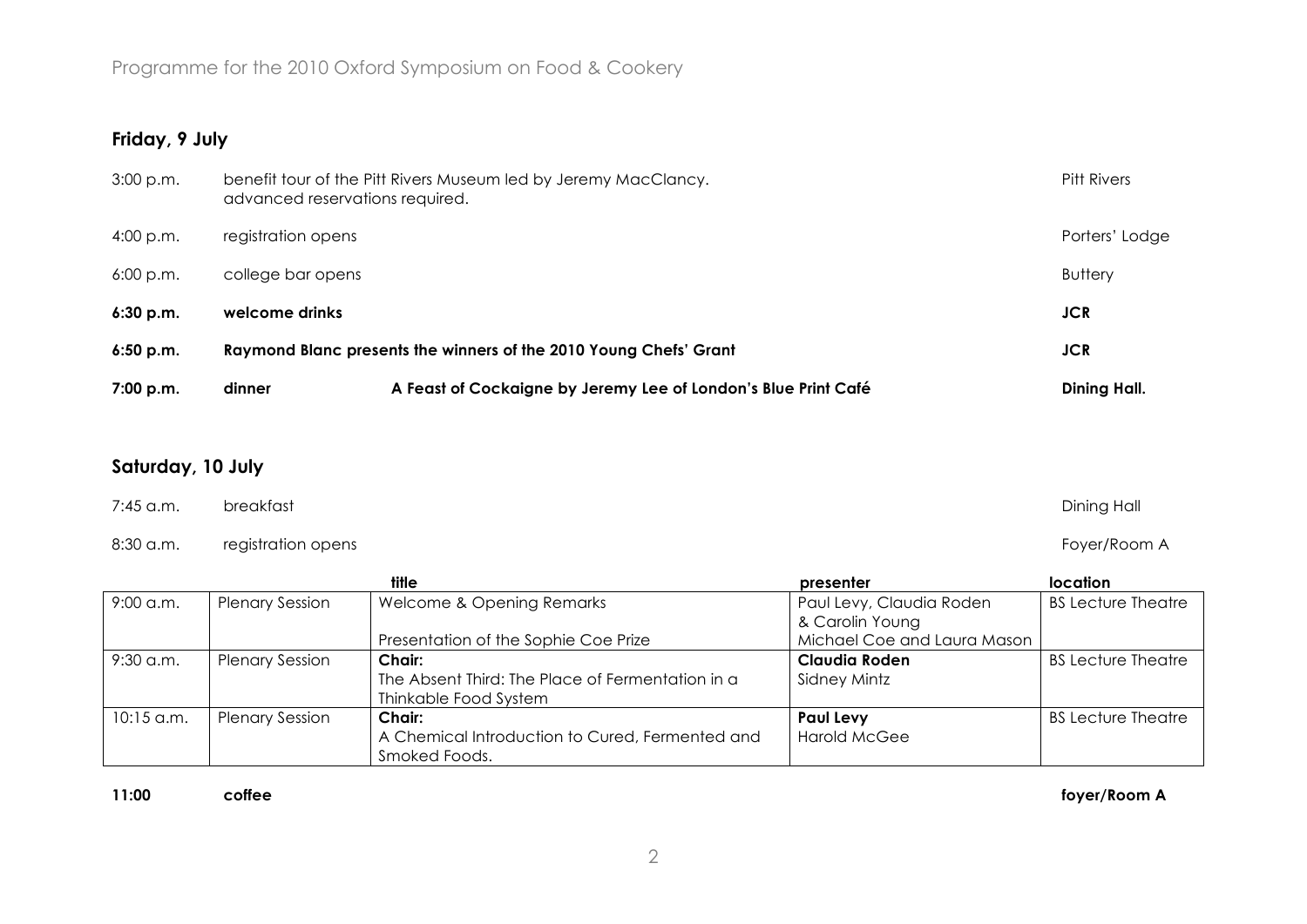Programme for the 2010 Oxford Symposium on Food & Cookery

## Friday, 9 July

| | | |
|---|---|---|
| 3:00 p.m. | benefit tour of the Pitt Rivers Museum led by Jeremy MacClancy. advanced reservations required. | Pitt Rivers |
| 4:00 p.m. | registration opens | Porters' Lodge |
| 6:00 p.m. | college bar opens | Buttery |
| **6:30 p.m.** | **welcome drinks** | **JCR** |
| **6:50 p.m.** | **Raymond Blanc presents the winners of the 2010 Young Chefs' Grant** | **JCR** |
| **7:00 p.m.** | **dinner** — **A Feast of Cockaigne by Jeremy Lee of London's Blue Print Café** | **Dining Hall.** |

## Saturday, 10 July

| | | |
|---|---|---|
| 7:45 a.m. | breakfast | Dining Hall |
| 8:30 a.m. | registration opens | Foyer/Room A |

| | | title | presenter | location |
|---|---|---|---|---|
| 9:00 a.m. | Plenary Session | Welcome & Opening Remarks<br><br>Presentation of the Sophie Coe Prize | Paul Levy, Claudia Roden & Carolin Young<br>Michael Coe and Laura Mason | BS Lecture Theatre |
| 9:30 a.m. | Plenary Session | **Chair:**<br>The Absent Third: The Place of Fermentation in a Thinkable Food System | **Claudia Roden**<br>Sidney Mintz | BS Lecture Theatre |
| 10:15 a.m. | Plenary Session | **Chair:**<br>A Chemical Introduction to Cured, Fermented and Smoked Foods. | **Paul Levy**<br>Harold McGee | BS Lecture Theatre |

**11:00** **coffee** **foyer/Room A**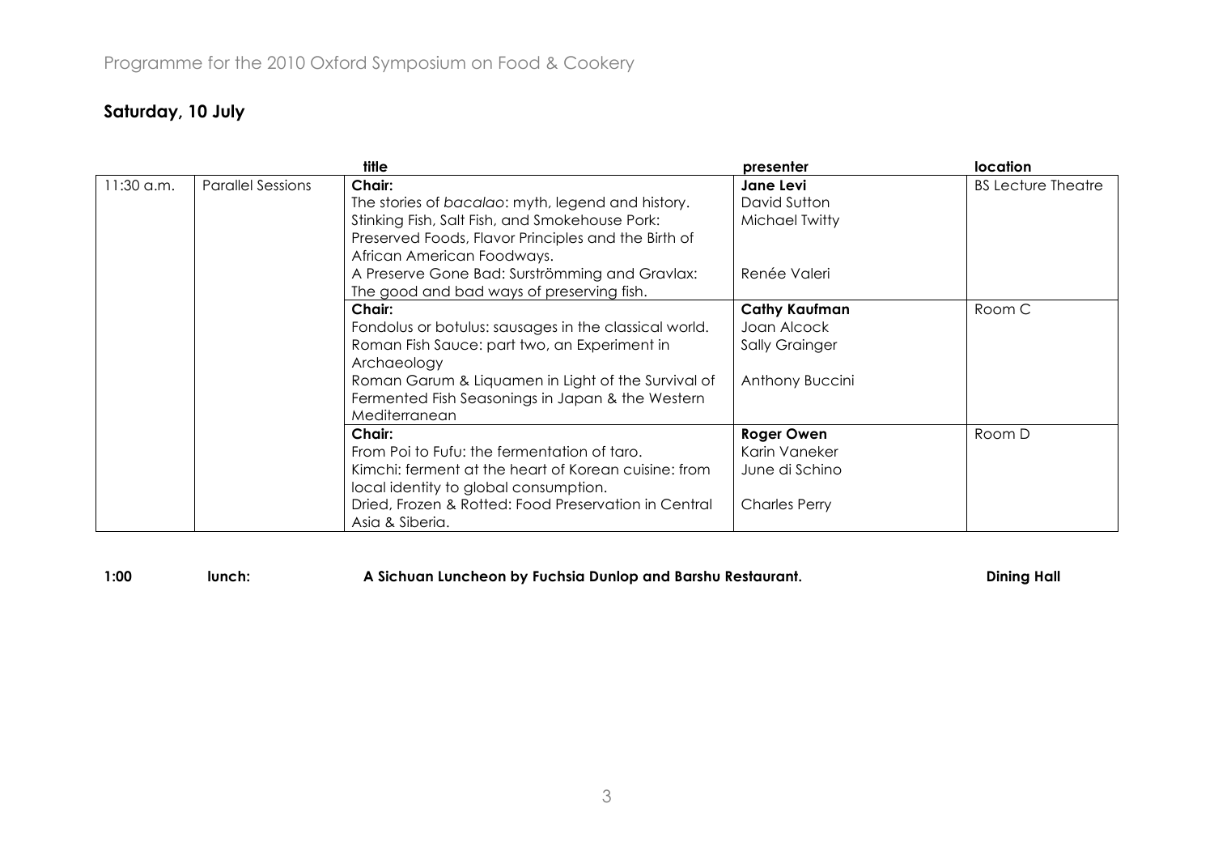Programme for the 2010 Oxford Symposium on Food & Cookery

## Saturday, 10 July

| | | title | presenter | location |
|---|---|---|---|---|
| 11:30 a.m. | Parallel Sessions | **Chair:**<br>The stories of *bacalao*: myth, legend and history.<br>Stinking Fish, Salt Fish, and Smokehouse Pork: Preserved Foods, Flavor Principles and the Birth of African American Foodways.<br>A Preserve Gone Bad: Surströmming and Gravlax: The good and bad ways of preserving fish. | **Jane Levi**<br>David Sutton<br>Michael Twitty<br><br>Renée Valeri | BS Lecture Theatre |
| | | **Chair:**<br>Fondolus or botulus: sausages in the classical world.<br>Roman Fish Sauce: part two, an Experiment in Archaeology<br>Roman Garum & Liquamen in Light of the Survival of Fermented Fish Seasonings in Japan & the Western Mediterranean | **Cathy Kaufman**<br>Joan Alcock<br>Sally Grainger<br><br>Anthony Buccini | Room C |
| | | **Chair:**<br>From Poi to Fufu: the fermentation of taro.<br>Kimchi: ferment at the heart of Korean cuisine: from local identity to global consumption.<br>Dried, Frozen & Rotted: Food Preservation in Central Asia & Siberia. | **Roger Owen**<br>Karin Vaneker<br>June di Schino<br><br>Charles Perry | Room D |

**1:00** **lunch:** **A Sichuan Luncheon by Fuchsia Dunlop and Barshu Restaurant.** **Dining Hall**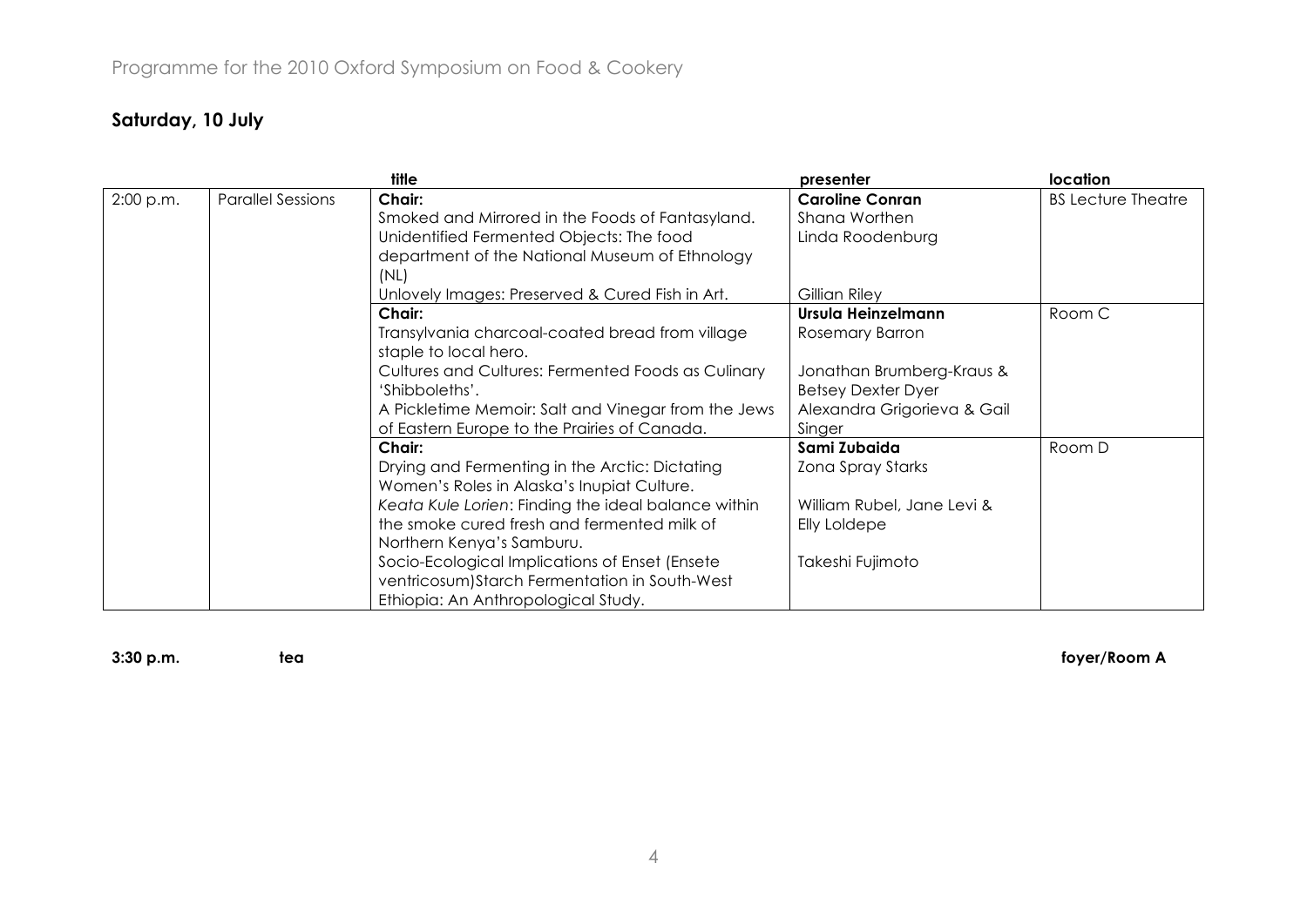Programme for the 2010 Oxford Symposium on Food & Cookery

## Saturday, 10 July

| | | title | presenter | location |
|---|---|---|---|---|
| 2:00 p.m. | Parallel Sessions | **Chair:** | **Caroline Conran** | BS Lecture Theatre |
| | | Smoked and Mirrored in the Foods of Fantasyland. | Shana Worthen | |
| | | Unidentified Fermented Objects: The food department of the National Museum of Ethnology (NL) | Linda Roodenburg | |
| | | Unlovely Images: Preserved & Cured Fish in Art. | Gillian Riley | |
| | | **Chair:** | **Ursula Heinzelmann** | Room C |
| | | Transylvania charcoal-coated bread from village staple to local hero. | Rosemary Barron | |
| | | Cultures and Cultures: Fermented Foods as Culinary 'Shibboleths'. | Jonathan Brumberg-Kraus & Betsey Dexter Dyer | |
| | | A Pickletime Memoir: Salt and Vinegar from the Jews of Eastern Europe to the Prairies of Canada. | Alexandra Grigorieva & Gail Singer | |
| | | **Chair:** | **Sami Zubaida** | Room D |
| | | Drying and Fermenting in the Arctic: Dictating Women's Roles in Alaska's Inupiat Culture. | Zona Spray Starks | |
| | | *Keata Kule Lorien*: Finding the ideal balance within the smoke cured fresh and fermented milk of Northern Kenya's Samburu. | William Rubel, Jane Levi & Elly Loldepe | |
| | | Socio-Ecological Implications of Enset (Ensete ventricosum)Starch Fermentation in South-West Ethiopia: An Anthropological Study. | Takeshi Fujimoto | |

**3:30 p.m.** **tea** **foyer/Room A**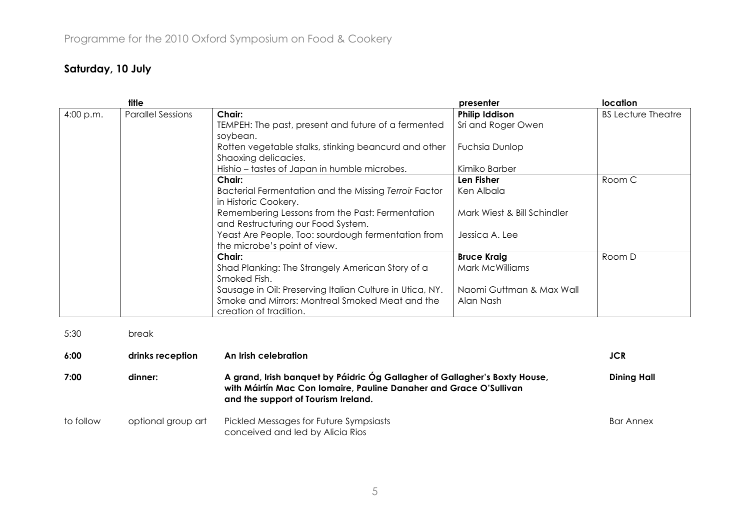Programme for the 2010 Oxford Symposium on Food & Cookery

## Saturday, 10 July

| | title | | presenter | location |
|---|---|---|---|---|
| 4:00 p.m. | Parallel Sessions | **Chair:** | **Philip Iddison** | BS Lecture Theatre |
| | | TEMPEH: The past, present and future of a fermented soybean. | Sri and Roger Owen | |
| | | Rotten vegetable stalks, stinking beancurd and other Shaoxing delicacies. | Fuchsia Dunlop | |
| | | Hishio – tastes of Japan in humble microbes. | Kimiko Barber | |
| | | **Chair:** | **Len Fisher** | Room C |
| | | Bacterial Fermentation and the Missing *Terroir* Factor in Historic Cookery. | Ken Albala | |
| | | Remembering Lessons from the Past: Fermentation and Restructuring our Food System. | Mark Wiest & Bill Schindler | |
| | | Yeast Are People, Too: sourdough fermentation from the microbe's point of view. | Jessica A. Lee | |
| | | **Chair:** | **Bruce Kraig** | Room D |
| | | Shad Planking: The Strangely American Story of a Smoked Fish. | Mark McWilliams | |
| | | Sausage in Oil: Preserving Italian Culture in Utica, NY. | Naomi Guttman & Max Wall | |
| | | Smoke and Mirrors: Montreal Smoked Meat and the creation of tradition. | Alan Nash | |

| | | | |
|---|---|---|---|
| 5:30 | break | | |
| **6:00** | **drinks reception** | **An Irish celebration** | **JCR** |
| **7:00** | **dinner:** | **A grand, Irish banquet by Páidric Óg Gallagher of Gallagher's Boxty House, with Máirtín Mac Con Iomaire, Pauline Danaher and Grace O'Sullivan and the support of Tourism Ireland.** | **Dining Hall** |
| to follow | optional group art | Pickled Messages for Future Sympsiasts conceived and led by Alicia Rios | Bar Annex |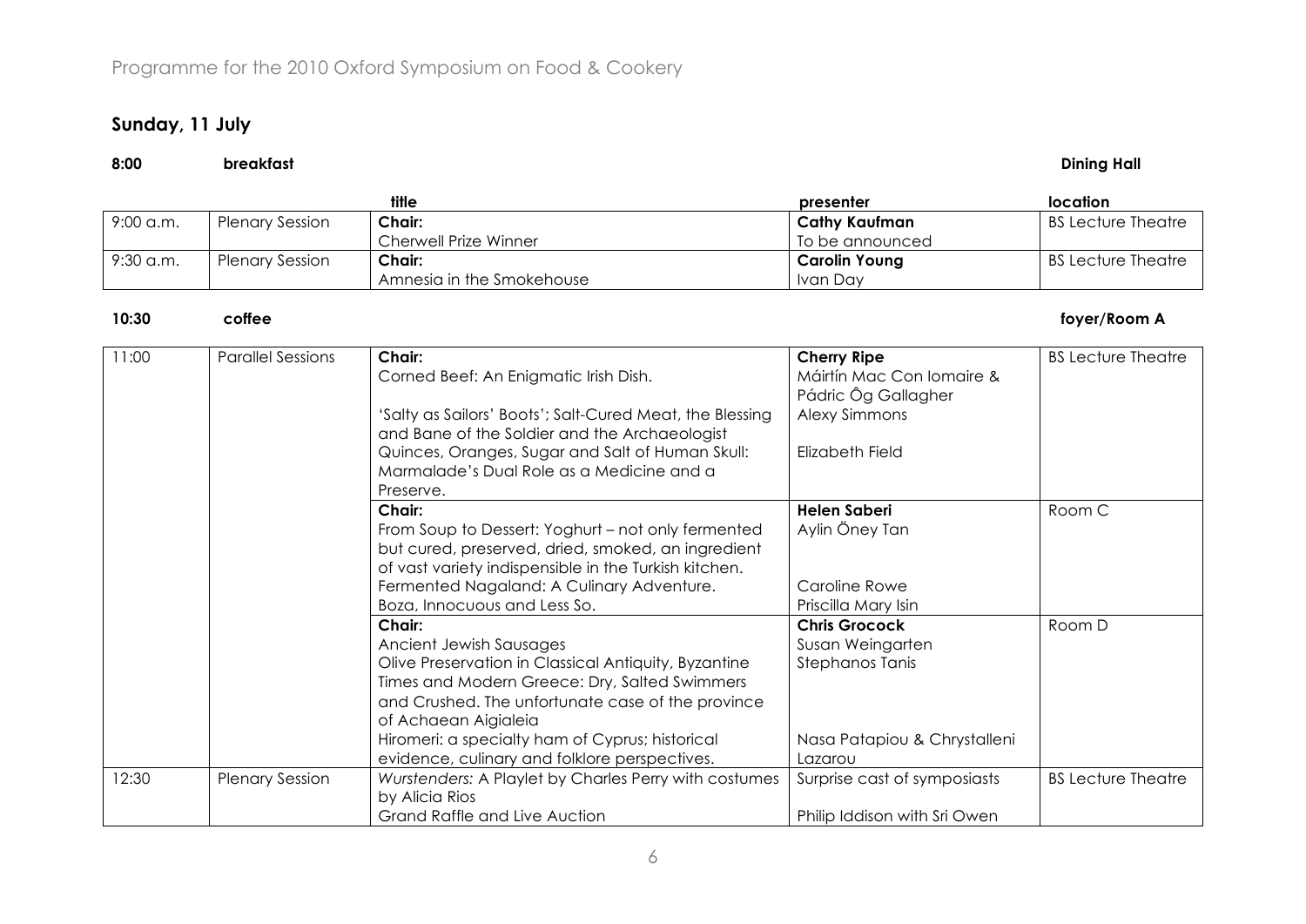Programme for the 2010 Oxford Symposium on Food & Cookery

## Sunday, 11 July

**8:00** **breakfast** **Dining Hall**

| | | title | presenter | location |
|---|---|---|---|---|
| 9:00 a.m. | Plenary Session | **Chair:**<br>Cherwell Prize Winner | **Cathy Kaufman**<br>To be announced | BS Lecture Theatre |
| 9:30 a.m. | Plenary Session | **Chair:**<br>Amnesia in the Smokehouse | **Carolin Young**<br>Ivan Day | BS Lecture Theatre |

**10:30** **coffee** **foyer/Room A**

| | | | | |
|---|---|---|---|---|
| 11:00 | Parallel Sessions | **Chair:**<br>Corned Beef: An Enigmatic Irish Dish.<br><br>'Salty as Sailors' Boots'; Salt-Cured Meat, the Blessing and Bane of the Soldier and the Archaeologist<br>Quinces, Oranges, Sugar and Salt of Human Skull: Marmalade's Dual Role as a Medicine and a Preserve. | **Cherry Ripe**<br>Máirtín Mac Con Iomaire & Pádric Ôg Gallagher<br>Alexy Simmons<br><br>Elizabeth Field | BS Lecture Theatre |
| | | **Chair:**<br>From Soup to Dessert: Yoghurt – not only fermented but cured, preserved, dried, smoked, an ingredient of vast variety indispensible in the Turkish kitchen.<br>Fermented Nagaland: A Culinary Adventure.<br>Boza, Innocuous and Less So. | **Helen Saberi**<br>Aylin Öney Tan<br><br><br>Caroline Rowe<br>Priscilla Mary Isin | Room C |
| | | **Chair:**<br>Ancient Jewish Sausages<br>Olive Preservation in Classical Antiquity, Byzantine Times and Modern Greece: Dry, Salted Swimmers and Crushed. The unfortunate case of the province of Achaean Aigialeia<br>Hiromeri: a specialty ham of Cyprus; historical evidence, culinary and folklore perspectives. | **Chris Grocock**<br>Susan Weingarten<br>Stephanos Tanis<br><br><br><br>Nasa Patapiou & Chrystalleni Lazarou | Room D |
| 12:30 | Plenary Session | *Wurstenders:* A Playlet by Charles Perry with costumes by Alicia Rios<br>Grand Raffle and Live Auction | Surprise cast of symposiasts<br><br>Philip Iddison with Sri Owen | BS Lecture Theatre |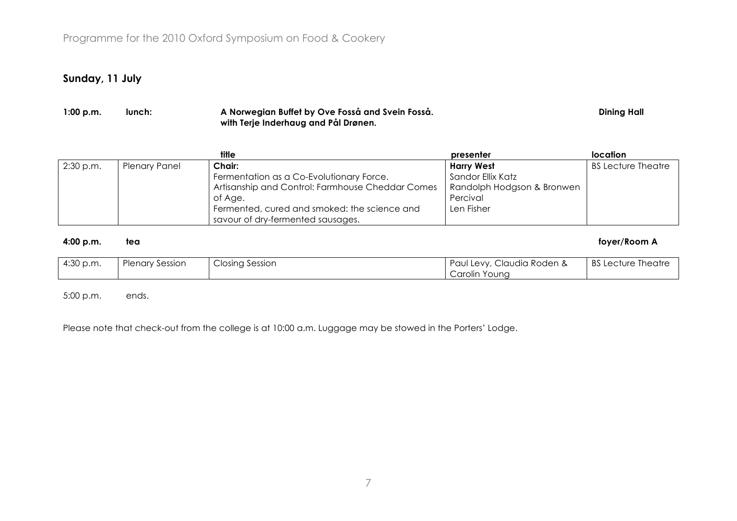## Sunday, 11 July

**1:00 p.m.** **lunch:** **A Norwegian Buffet by Ove Fosså and Svein Fosså. with Terje Inderhaug and Pål Drønen.** **Dining Hall**

| | | title | presenter | location |
|---|---|---|---|---|
| 2:30 p.m. | Plenary Panel | **Chair:**<br>Fermentation as a Co-Evolutionary Force.<br>Artisanship and Control: Farmhouse Cheddar Comes of Age.<br>Fermented, cured and smoked: the science and savour of dry-fermented sausages. | **Harry West**<br>Sandor Ellix Katz<br>Randolph Hodgson & Bronwen Percival<br>Len Fisher | BS Lecture Theatre |

**4:00 p.m.** **tea** **foyer/Room A**

| | | | | |
|---|---|---|---|---|
| 4:30 p.m. | Plenary Session | Closing Session | Paul Levy, Claudia Roden & Carolin Young | BS Lecture Theatre |

5:00 p.m. ends.

Please note that check-out from the college is at 10:00 a.m. Luggage may be stowed in the Porters' Lodge.